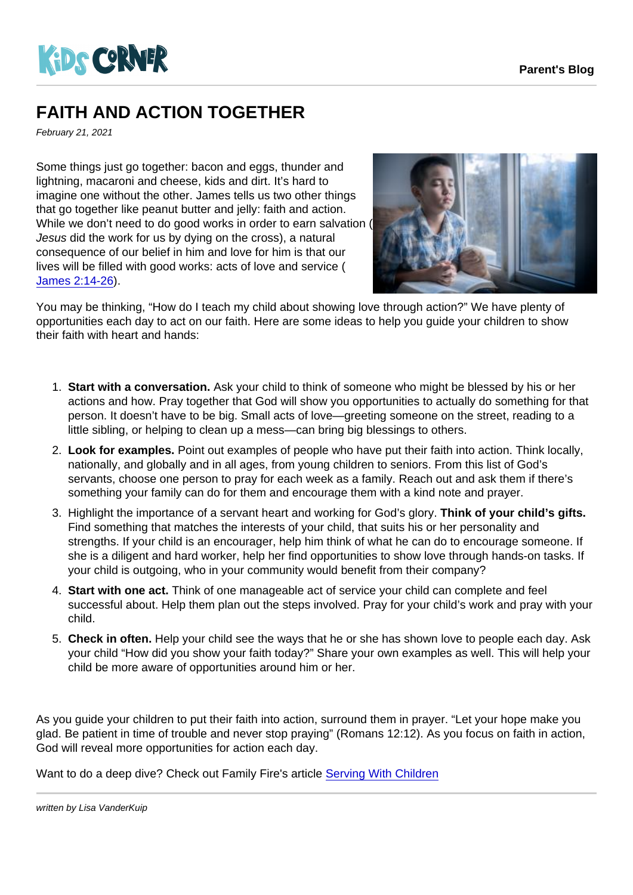Kids Corner

Parent's Blog

# FAITH AND ACTION TOGETHER

*February 21, 2021*

Some things just go together: bacon and eggs, thunder and lightning, macaroni and cheese, kids and dirt. It's hard to imagine one without the other. James tells us two other things that go together like peanut butter and jelly: faith and action. While we don't need to do good works in order to earn salvation (*Jesus* did the work for us by dying on the cross), a natural consequence of our belief in him and love for him is that our lives will be filled with good works: acts of love and service ( James 2:14-26).

You may be thinking, "How do I teach my child about showing love through action?" We have plenty of opportunities each day to act on our faith. Here are some ideas to help you guide your children to show their faith with heart and hands:

1. **Start with a conversation.** Ask your child to think of someone who might be blessed by his or her actions and how. Pray together that God will show you opportunities to actually do something for that person. It doesn't have to be big. Small acts of love—greeting someone on the street, reading to a little sibling, or helping to clean up a mess—can bring big blessings to others.
2. **Look for examples.** Point out examples of people who have put their faith into action. Think locally, nationally, and globally and in all ages, from young children to seniors. From this list of God's servants, choose one person to pray for each week as a family. Reach out and ask them if there's something your family can do for them and encourage them with a kind note and prayer.
3. Highlight the importance of a servant heart and working for God's glory. **Think of your child's gifts.** Find something that matches the interests of your child, that suits his or her personality and strengths. If your child is an encourager, help him think of what he can do to encourage someone. If she is a diligent and hard worker, help her find opportunities to show love through hands-on tasks. If your child is outgoing, who in your community would benefit from their company?
4. **Start with one act.** Think of one manageable act of service your child can complete and feel successful about. Help them plan out the steps involved. Pray for your child's work and pray with your child.
5. **Check in often.** Help your child see the ways that he or she has shown love to people each day. Ask your child "How did you show your faith today?" Share your own examples as well. This will help your child be more aware of opportunities around him or her.

As you guide your children to put their faith into action, surround them in prayer. "Let your hope make you glad. Be patient in time of trouble and never stop praying" (Romans 12:12). As you focus on faith in action, God will reveal more opportunities for action each day.

Want to do a deep dive? Check out Family Fire's article Serving With Children

*written by Lisa VanderKuip*